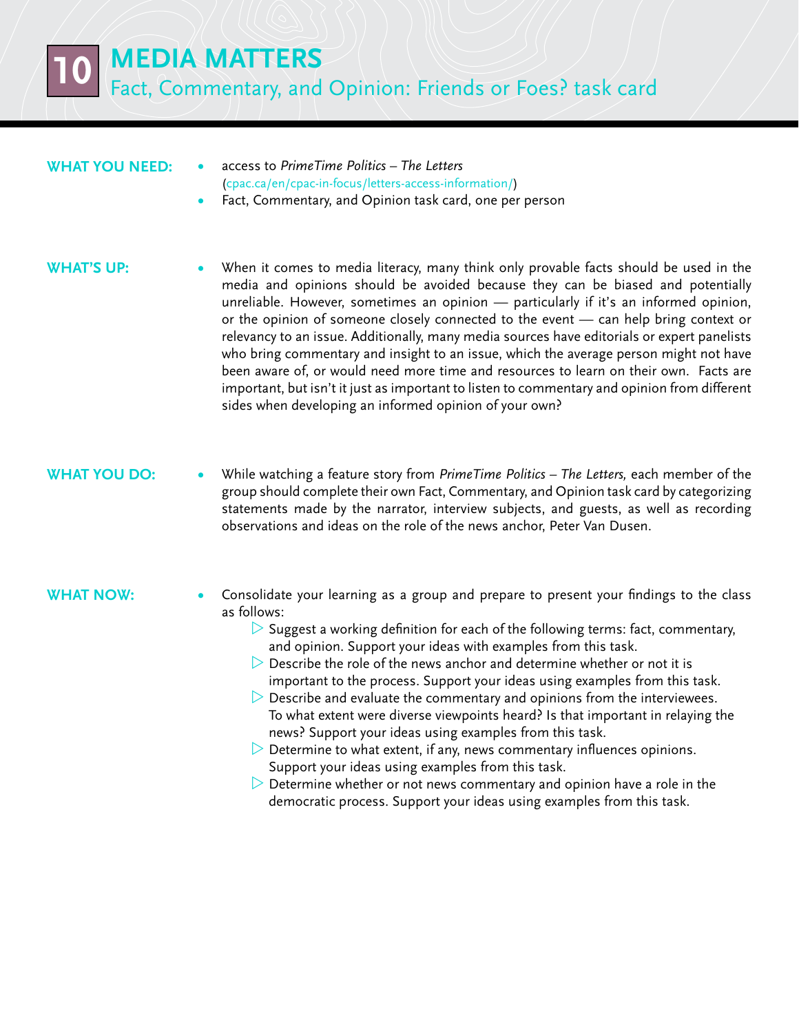# 10 MEDIA MATTERS

## Fact, Commentary, and Opinion: Friends or Foes? task card

**WHAT YOU NEED:**

- access to *PrimeTime Politics – The Letters* (cpac.ca/en/cpac-in-focus/letters-access-information/)
- Fact, Commentary, and Opinion task card, one per person

**WHAT'S UP:**

- When it comes to media literacy, many think only provable facts should be used in the media and opinions should be avoided because they can be biased and potentially unreliable. However, sometimes an opinion — particularly if it's an informed opinion, or the opinion of someone closely connected to the event — can help bring context or relevancy to an issue. Additionally, many media sources have editorials or expert panelists who bring commentary and insight to an issue, which the average person might not have been aware of, or would need more time and resources to learn on their own. Facts are important, but isn't it just as important to listen to commentary and opinion from different sides when developing an informed opinion of your own?

**WHAT YOU DO:**

- While watching a feature story from *PrimeTime Politics – The Letters,* each member of the group should complete their own Fact, Commentary, and Opinion task card by categorizing statements made by the narrator, interview subjects, and guests, as well as recording observations and ideas on the role of the news anchor, Peter Van Dusen.

**WHAT NOW:**

- Consolidate your learning as a group and prepare to present your findings to the class as follows:
  - Suggest a working definition for each of the following terms: fact, commentary, and opinion. Support your ideas with examples from this task.
  - Describe the role of the news anchor and determine whether or not it is important to the process. Support your ideas using examples from this task.
  - Describe and evaluate the commentary and opinions from the interviewees. To what extent were diverse viewpoints heard? Is that important in relaying the news? Support your ideas using examples from this task.
  - Determine to what extent, if any, news commentary influences opinions. Support your ideas using examples from this task.
  - Determine whether or not news commentary and opinion have a role in the democratic process. Support your ideas using examples from this task.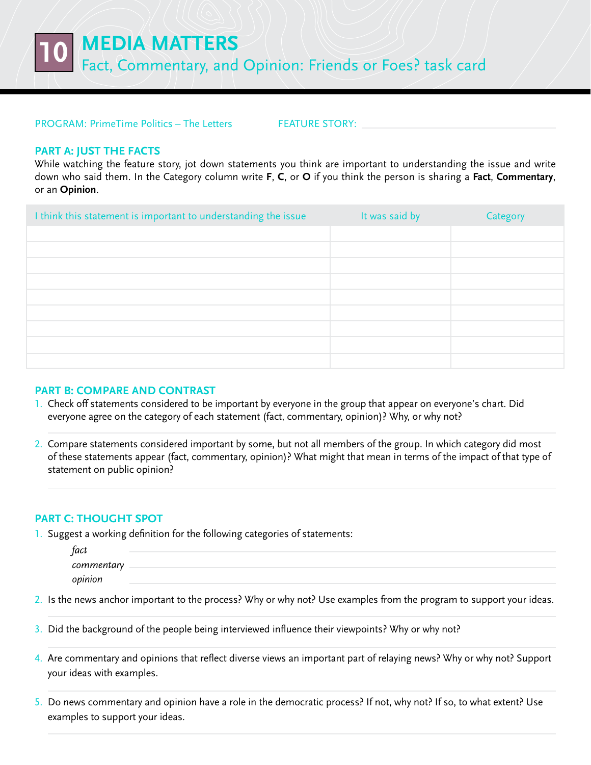# 10 MEDIA MATTERS

## Fact, Commentary, and Opinion: Friends or Foes? task card

PROGRAM: PrimeTime Politics – The Letters FEATURE STORY: ______________________

### PART A: JUST THE FACTS

While watching the feature story, jot down statements you think are important to understanding the issue and write down who said them. In the Category column write **F**, **C**, or **O** if you think the person is sharing a **Fact**, **Commentary**, or an **Opinion**.

| I think this statement is important to understanding the issue | It was said by | Category |
|---|---|---|
| | | |
| | | |
| | | |
| | | |
| | | |
| | | |
| | | |
| | | |
| | | |

### PART B: COMPARE AND CONTRAST

1. Check off statements considered to be important by everyone in the group that appear on everyone's chart. Did everyone agree on the category of each statement (fact, commentary, opinion)? Why, or why not?
2. Compare statements considered important by some, but not all members of the group. In which category did most of these statements appear (fact, commentary, opinion)? What might that mean in terms of the impact of that type of statement on public opinion?

### PART C: THOUGHT SPOT

1. Suggest a working definition for the following categories of statements:
   - *fact* ______________________
   - *commentary* ______________________
   - *opinion* ______________________
2. Is the news anchor important to the process? Why or why not? Use examples from the program to support your ideas.
3. Did the background of the people being interviewed influence their viewpoints? Why or why not?
4. Are commentary and opinions that reflect diverse views an important part of relaying news? Why or why not? Support your ideas with examples.
5. Do news commentary and opinion have a role in the democratic process? If not, why not? If so, to what extent? Use examples to support your ideas.